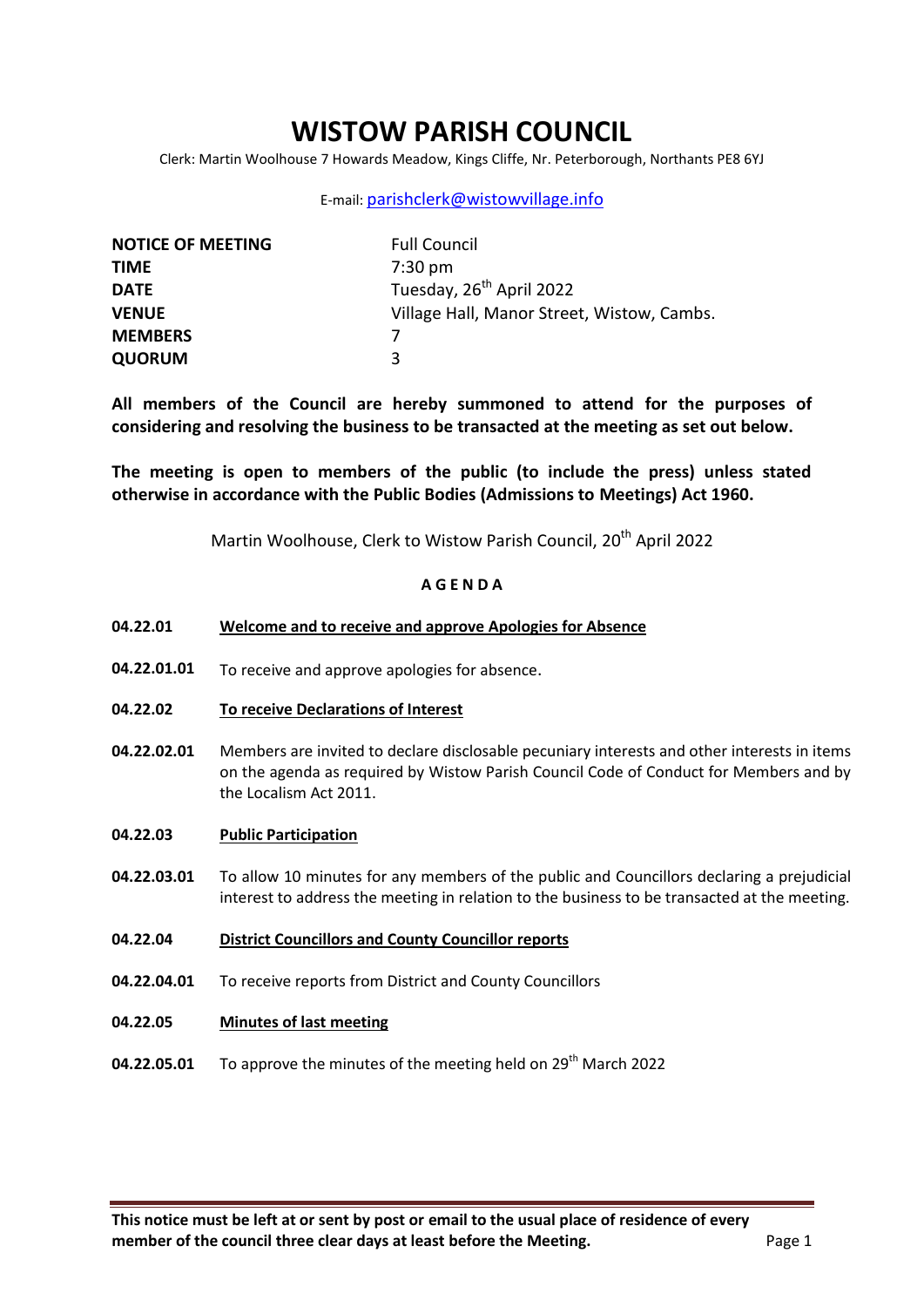# WISTOW PARISH COUNCIL

Clerk: Martin Woolhouse 7 Howards Meadow, Kings Cliffe, Nr. Peterborough, Northants PE8 6YJ

E-mail: parishclerk@wistowvillage.info

| | |
|---|---|
| **NOTICE OF MEETING** | Full Council |
| **TIME** | 7:30 pm |
| **DATE** | Tuesday, 26th April 2022 |
| **VENUE** | Village Hall, Manor Street, Wistow, Cambs. |
| **MEMBERS** | 7 |
| **QUORUM** | 3 |

**All members of the Council are hereby summoned to attend for the purposes of considering and resolving the business to be transacted at the meeting as set out below.**

**The meeting is open to members of the public (to include the press) unless stated otherwise in accordance with the Public Bodies (Admissions to Meetings) Act 1960.**

Martin Woolhouse, Clerk to Wistow Parish Council, 20th April 2022

## A G E N D A

**04.22.01** **Welcome and to receive and approve Apologies for Absence**

**04.22.01.01** To receive and approve apologies for absence.

**04.22.02** **To receive Declarations of Interest**

**04.22.02.01** Members are invited to declare disclosable pecuniary interests and other interests in items on the agenda as required by Wistow Parish Council Code of Conduct for Members and by the Localism Act 2011.

**04.22.03** **Public Participation**

**04.22.03.01** To allow 10 minutes for any members of the public and Councillors declaring a prejudicial interest to address the meeting in relation to the business to be transacted at the meeting.

**04.22.04** **District Councillors and County Councillor reports**

**04.22.04.01** To receive reports from District and County Councillors

**04.22.05** **Minutes of last meeting**

**04.22.05.01** To approve the minutes of the meeting held on 29th March 2022

**This notice must be left at or sent by post or email to the usual place of residence of every member of the council three clear days at least before the Meeting.**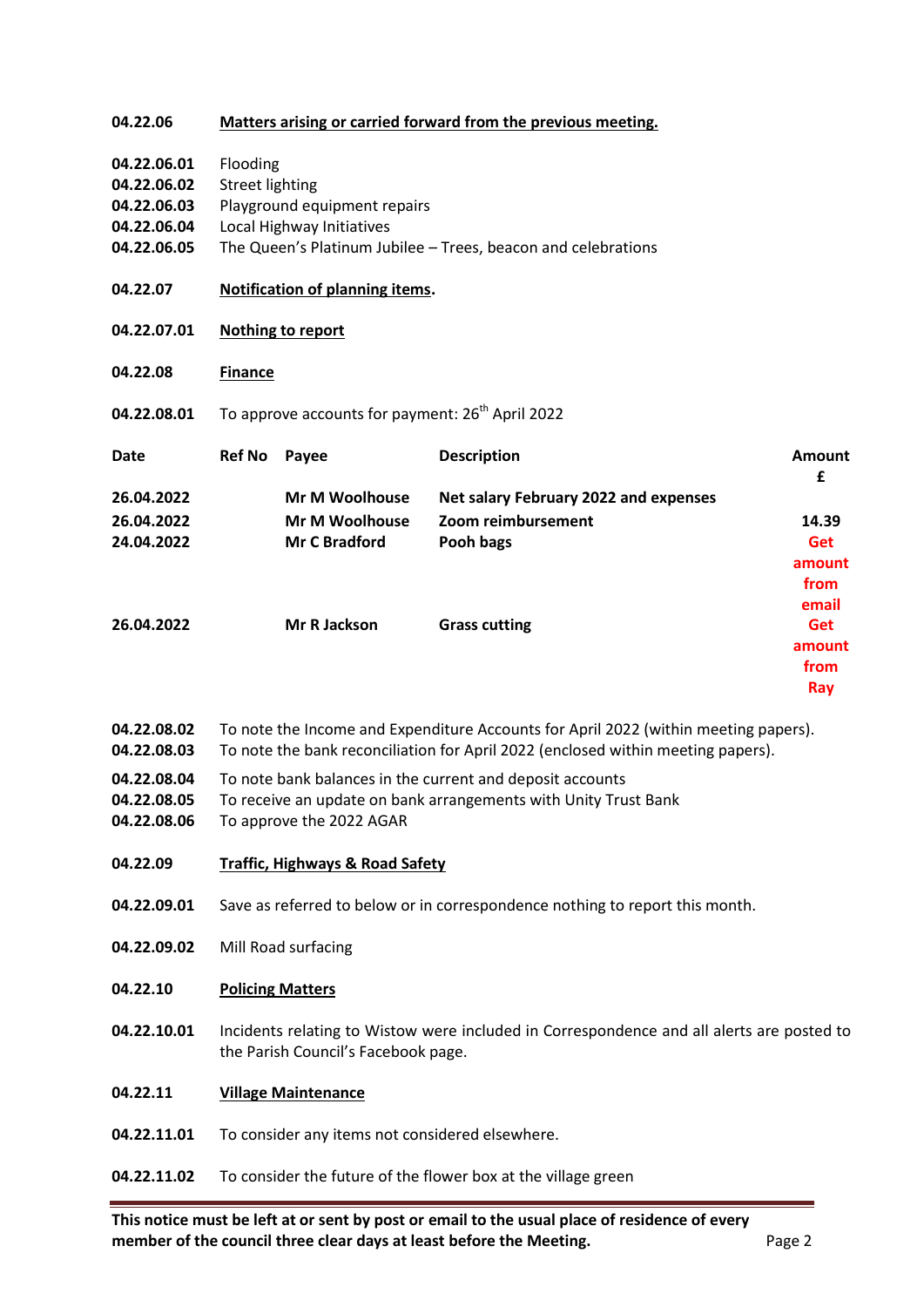**04.22.06** **Matters arising or carried forward from the previous meeting.**

**04.22.06.01** Flooding
**04.22.06.02** Street lighting
**04.22.06.03** Playground equipment repairs
**04.22.06.04** Local Highway Initiatives
**04.22.06.05** The Queen's Platinum Jubilee – Trees, beacon and celebrations

**04.22.07** **Notification of planning items.**

**04.22.07.01** **Nothing to report**

**04.22.08** **Finance**

**04.22.08.01** To approve accounts for payment: 26th April 2022

| Date | Ref No | Payee | Description | Amount £ |
|---|---|---|---|---|
| **26.04.2022** | | **Mr M Woolhouse** | **Net salary February 2022 and expenses** | |
| **26.04.2022** | | **Mr M Woolhouse** | **Zoom reimbursement** | **14.39** |
| **24.04.2022** | | **Mr C Bradford** | **Pooh bags** | **Get amount from email** |
| **26.04.2022** | | **Mr R Jackson** | **Grass cutting** | **Get amount from Ray** |

**04.22.08.02** To note the Income and Expenditure Accounts for April 2022 (within meeting papers).
**04.22.08.03** To note the bank reconciliation for April 2022 (enclosed within meeting papers).
**04.22.08.04** To note bank balances in the current and deposit accounts
**04.22.08.05** To receive an update on bank arrangements with Unity Trust Bank
**04.22.08.06** To approve the 2022 AGAR

**04.22.09** **Traffic, Highways & Road Safety**

**04.22.09.01** Save as referred to below or in correspondence nothing to report this month.

**04.22.09.02** Mill Road surfacing

**04.22.10** **Policing Matters**

**04.22.10.01** Incidents relating to Wistow were included in Correspondence and all alerts are posted to the Parish Council's Facebook page.

**04.22.11** **Village Maintenance**

**04.22.11.01** To consider any items not considered elsewhere.

**04.22.11.02** To consider the future of the flower box at the village green

**This notice must be left at or sent by post or email to the usual place of residence of every member of the council three clear days at least before the Meeting.**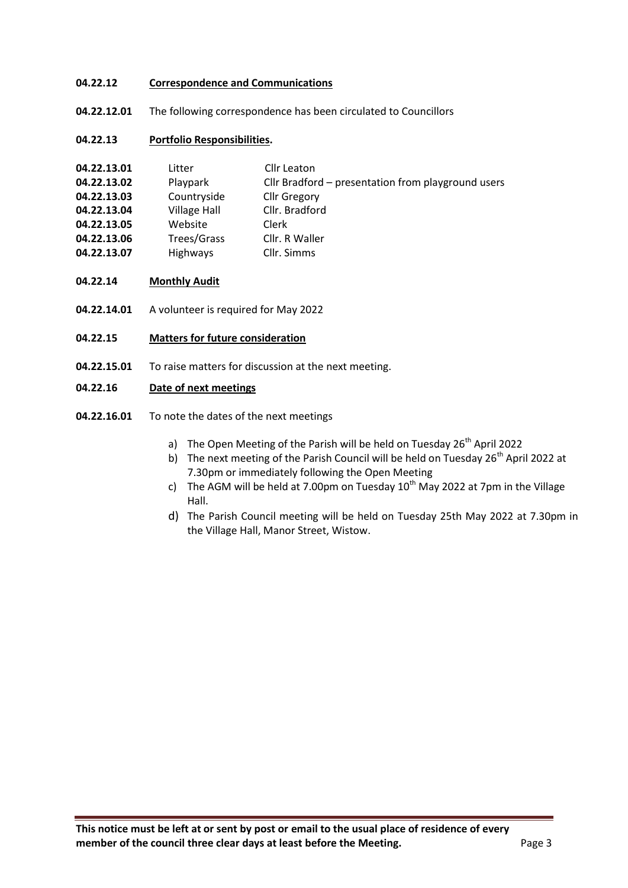**04.22.12** **Correspondence and Communications**

**04.22.12.01** The following correspondence has been circulated to Councillors

**04.22.13** **Portfolio Responsibilities.**

| | | |
|---|---|---|
| **04.22.13.01** | Litter | Cllr Leaton |
| **04.22.13.02** | Playpark | Cllr Bradford – presentation from playground users |
| **04.22.13.03** | Countryside | Cllr Gregory |
| **04.22.13.04** | Village Hall | Cllr. Bradford |
| **04.22.13.05** | Website | Clerk |
| **04.22.13.06** | Trees/Grass | Cllr. R Waller |
| **04.22.13.07** | Highways | Cllr. Simms |

**04.22.14** **Monthly Audit**

**04.22.14.01** A volunteer is required for May 2022

**04.22.15** **Matters for future consideration**

**04.22.15.01** To raise matters for discussion at the next meeting.

**04.22.16** **Date of next meetings**

**04.22.16.01** To note the dates of the next meetings

a) The Open Meeting of the Parish will be held on Tuesday 26th April 2022
b) The next meeting of the Parish Council will be held on Tuesday 26th April 2022 at 7.30pm or immediately following the Open Meeting
c) The AGM will be held at 7.00pm on Tuesday 10th May 2022 at 7pm in the Village Hall.
d) The Parish Council meeting will be held on Tuesday 25th May 2022 at 7.30pm in the Village Hall, Manor Street, Wistow.

**This notice must be left at or sent by post or email to the usual place of residence of every member of the council three clear days at least before the Meeting.**